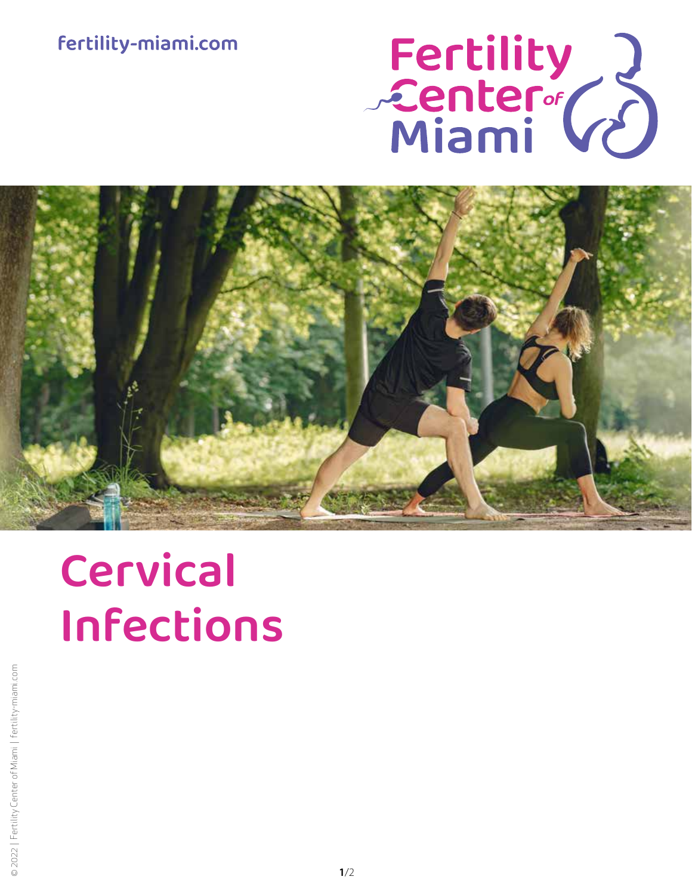fertility-miami.com

Fertility Center of Miami

# Cervical Infections

© 2022 | Fertility Center of Miami | fertility-miami.com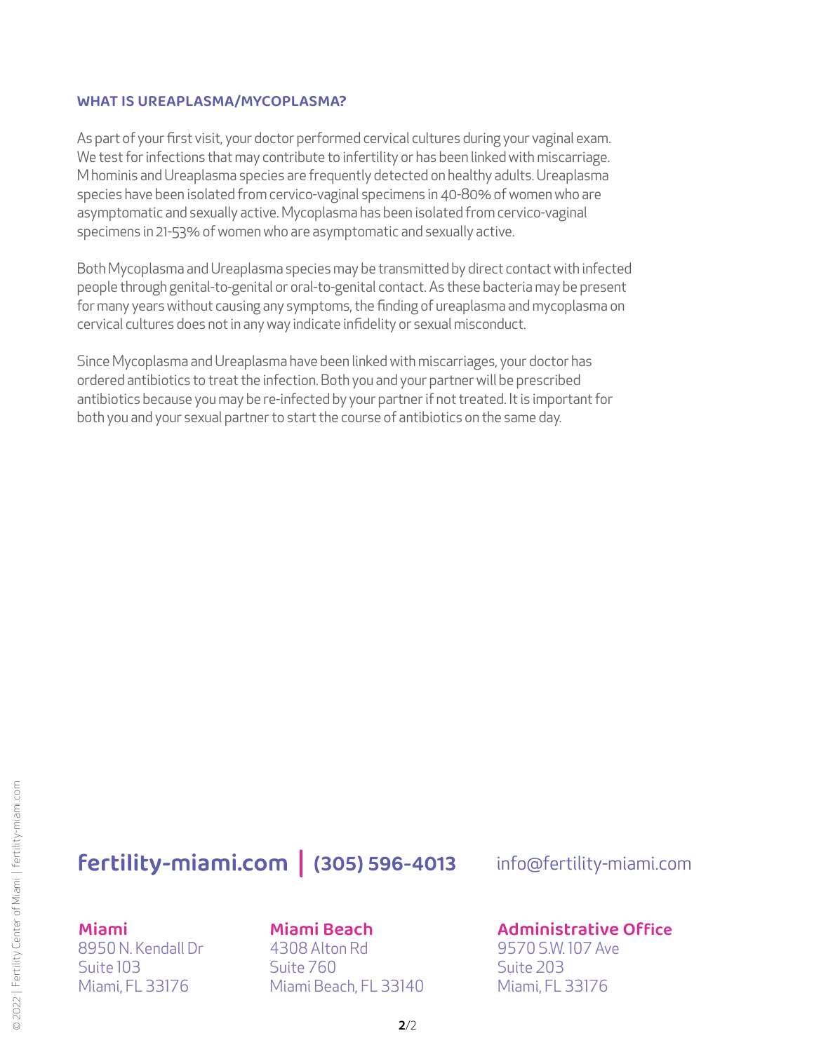## WHAT IS UREAPLASMA/MYCOPLASMA?

As part of your first visit, your doctor performed cervical cultures during your vaginal exam. We test for infections that may contribute to infertility or has been linked with miscarriage. M hominis and Ureaplasma species are frequently detected on healthy adults. Ureaplasma species have been isolated from cervico-vaginal specimens in 40-80% of women who are asymptomatic and sexually active. Mycoplasma has been isolated from cervico-vaginal specimens in 21-53% of women who are asymptomatic and sexually active.

Both Mycoplasma and Ureaplasma species may be transmitted by direct contact with infected people through genital-to-genital or oral-to-genital contact. As these bacteria may be present for many years without causing any symptoms, the finding of ureaplasma and mycoplasma on cervical cultures does not in any way indicate infidelity or sexual misconduct.

Since Mycoplasma and Ureaplasma have been linked with miscarriages, your doctor has ordered antibiotics to treat the infection. Both you and your partner will be prescribed antibiotics because you may be re-infected by your partner if not treated. It is important for both you and your sexual partner to start the course of antibiotics on the same day.

**fertility-miami.com** | **(305) 596-4013** info@fertility-miami.com

**Miami**
8950 N. Kendall Dr
Suite 103
Miami, FL 33176

**Miami Beach**
4308 Alton Rd
Suite 760
Miami Beach, FL 33140

**Administrative Office**
9570 S.W. 107 Ave
Suite 203
Miami, FL 33176

© 2022 | Fertility Center of Miami | fertility-miami.com